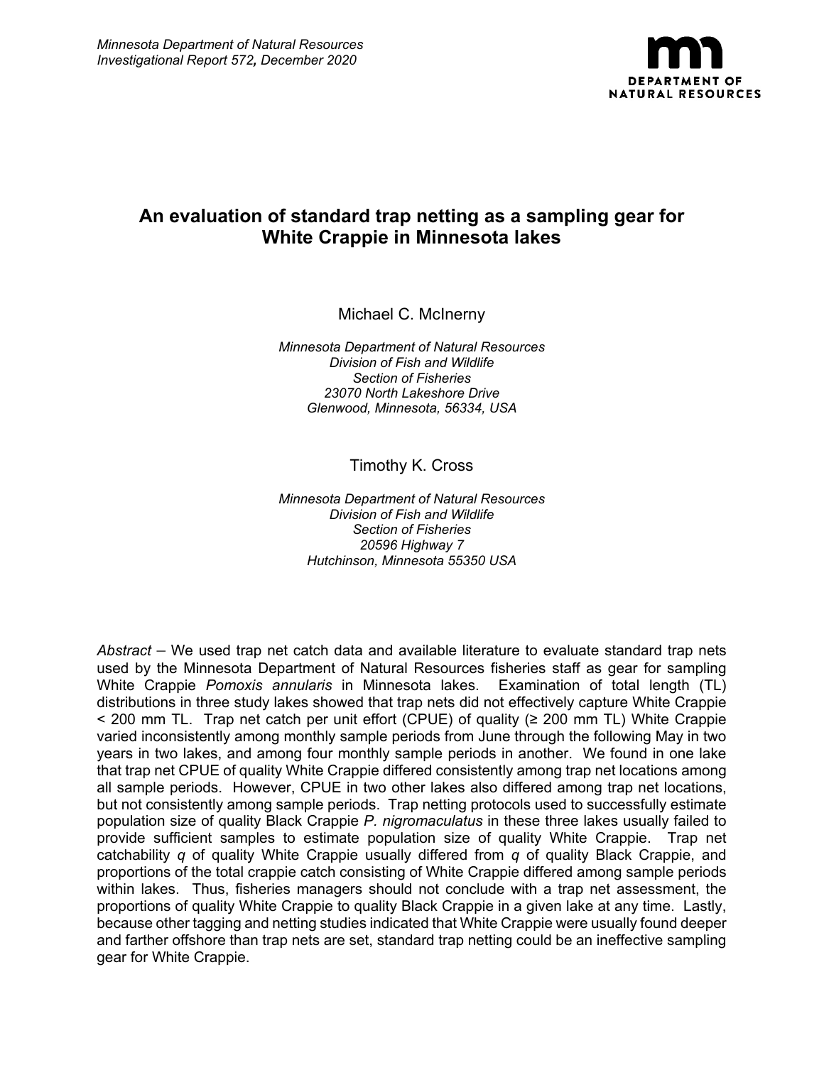*Minnesota Department of Natural Resources*
*Investigational Report 572, December 2020*

# An evaluation of standard trap netting as a sampling gear for White Crappie in Minnesota lakes

Michael C. McInerny

*Minnesota Department of Natural Resources*
*Division of Fish and Wildlife*
*Section of Fisheries*
*23070 North Lakeshore Drive*
*Glenwood, Minnesota, 56334, USA*

Timothy K. Cross

*Minnesota Department of Natural Resources*
*Division of Fish and Wildlife*
*Section of Fisheries*
*20596 Highway 7*
*Hutchinson, Minnesota 55350 USA*

*Abstract* – We used trap net catch data and available literature to evaluate standard trap nets used by the Minnesota Department of Natural Resources fisheries staff as gear for sampling White Crappie *Pomoxis annularis* in Minnesota lakes. Examination of total length (TL) distributions in three study lakes showed that trap nets did not effectively capture White Crappie < 200 mm TL. Trap net catch per unit effort (CPUE) of quality (≥ 200 mm TL) White Crappie varied inconsistently among monthly sample periods from June through the following May in two years in two lakes, and among four monthly sample periods in another. We found in one lake that trap net CPUE of quality White Crappie differed consistently among trap net locations among all sample periods. However, CPUE in two other lakes also differed among trap net locations, but not consistently among sample periods. Trap netting protocols used to successfully estimate population size of quality Black Crappie *P. nigromaculatus* in these three lakes usually failed to provide sufficient samples to estimate population size of quality White Crappie. Trap net catchability *q* of quality White Crappie usually differed from *q* of quality Black Crappie, and proportions of the total crappie catch consisting of White Crappie differed among sample periods within lakes. Thus, fisheries managers should not conclude with a trap net assessment, the proportions of quality White Crappie to quality Black Crappie in a given lake at any time. Lastly, because other tagging and netting studies indicated that White Crappie were usually found deeper and farther offshore than trap nets are set, standard trap netting could be an ineffective sampling gear for White Crappie.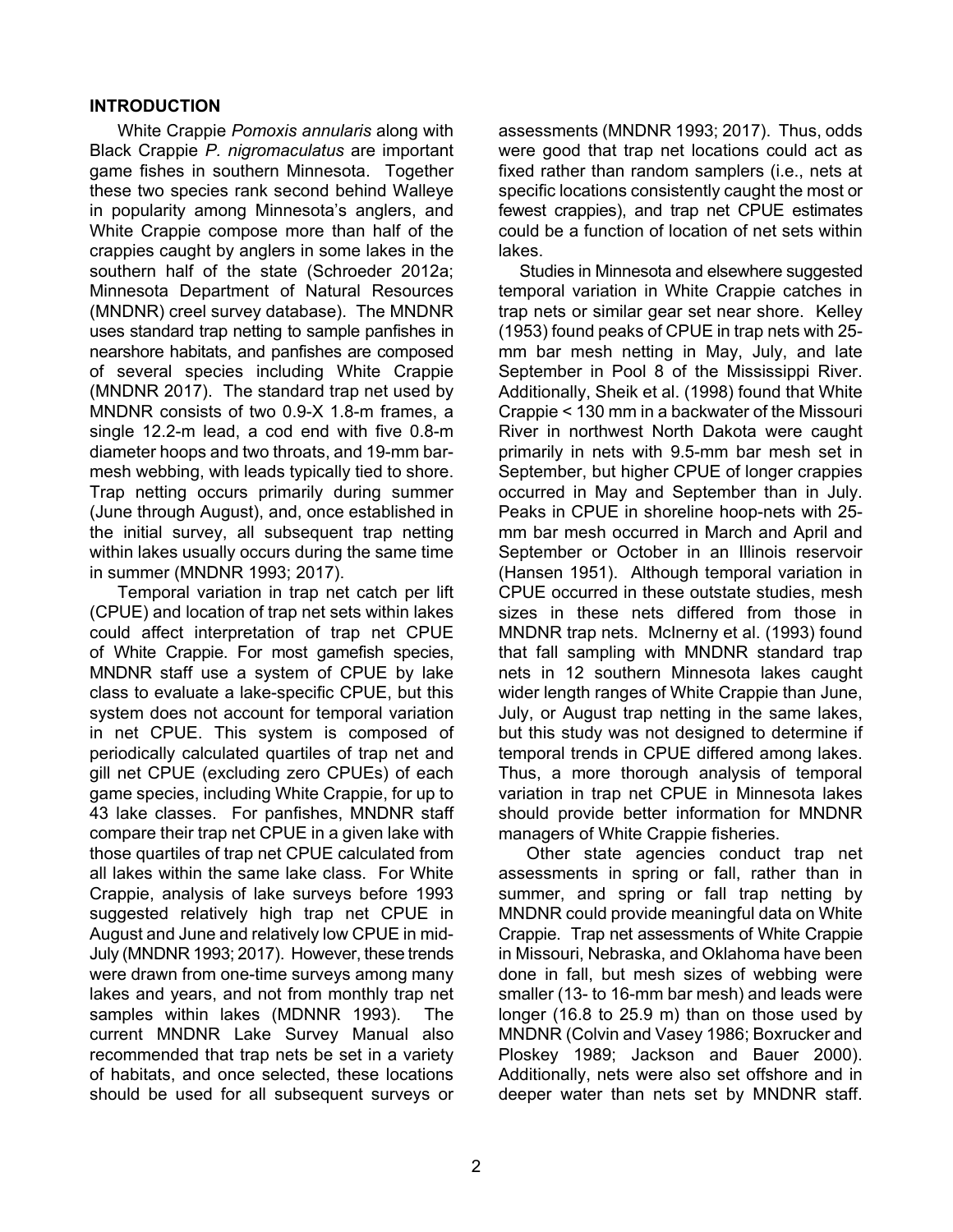## INTRODUCTION

White Crappie *Pomoxis annularis* along with Black Crappie *P. nigromaculatus* are important game fishes in southern Minnesota. Together these two species rank second behind Walleye in popularity among Minnesota's anglers, and White Crappie compose more than half of the crappies caught by anglers in some lakes in the southern half of the state (Schroeder 2012a; Minnesota Department of Natural Resources (MNDNR) creel survey database). The MNDNR uses standard trap netting to sample panfishes in nearshore habitats, and panfishes are composed of several species including White Crappie (MNDNR 2017). The standard trap net used by MNDNR consists of two 0.9-X 1.8-m frames, a single 12.2-m lead, a cod end with five 0.8-m diameter hoops and two throats, and 19-mm bar-mesh webbing, with leads typically tied to shore. Trap netting occurs primarily during summer (June through August), and, once established in the initial survey, all subsequent trap netting within lakes usually occurs during the same time in summer (MNDNR 1993; 2017).

Temporal variation in trap net catch per lift (CPUE) and location of trap net sets within lakes could affect interpretation of trap net CPUE of White Crappie. For most gamefish species, MNDNR staff use a system of CPUE by lake class to evaluate a lake-specific CPUE, but this system does not account for temporal variation in net CPUE. This system is composed of periodically calculated quartiles of trap net and gill net CPUE (excluding zero CPUEs) of each game species, including White Crappie, for up to 43 lake classes. For panfishes, MNDNR staff compare their trap net CPUE in a given lake with those quartiles of trap net CPUE calculated from all lakes within the same lake class. For White Crappie, analysis of lake surveys before 1993 suggested relatively high trap net CPUE in August and June and relatively low CPUE in mid-July (MNDNR 1993; 2017). However, these trends were drawn from one-time surveys among many lakes and years, and not from monthly trap net samples within lakes (MDNNR 1993). The current MNDNR Lake Survey Manual also recommended that trap nets be set in a variety of habitats, and once selected, these locations should be used for all subsequent surveys or assessments (MNDNR 1993; 2017). Thus, odds were good that trap net locations could act as fixed rather than random samplers (i.e., nets at specific locations consistently caught the most or fewest crappies), and trap net CPUE estimates could be a function of location of net sets within lakes.

Studies in Minnesota and elsewhere suggested temporal variation in White Crappie catches in trap nets or similar gear set near shore. Kelley (1953) found peaks of CPUE in trap nets with 25-mm bar mesh netting in May, July, and late September in Pool 8 of the Mississippi River. Additionally, Sheik et al. (1998) found that White Crappie < 130 mm in a backwater of the Missouri River in northwest North Dakota were caught primarily in nets with 9.5-mm bar mesh set in September, but higher CPUE of longer crappies occurred in May and September than in July. Peaks in CPUE in shoreline hoop-nets with 25-mm bar mesh occurred in March and April and September or October in an Illinois reservoir (Hansen 1951). Although temporal variation in CPUE occurred in these outstate studies, mesh sizes in these nets differed from those in MNDNR trap nets. McInerny et al. (1993) found that fall sampling with MNDNR standard trap nets in 12 southern Minnesota lakes caught wider length ranges of White Crappie than June, July, or August trap netting in the same lakes, but this study was not designed to determine if temporal trends in CPUE differed among lakes. Thus, a more thorough analysis of temporal variation in trap net CPUE in Minnesota lakes should provide better information for MNDNR managers of White Crappie fisheries.

Other state agencies conduct trap net assessments in spring or fall, rather than in summer, and spring or fall trap netting by MNDNR could provide meaningful data on White Crappie. Trap net assessments of White Crappie in Missouri, Nebraska, and Oklahoma have been done in fall, but mesh sizes of webbing were smaller (13- to 16-mm bar mesh) and leads were longer (16.8 to 25.9 m) than on those used by MNDNR (Colvin and Vasey 1986; Boxrucker and Ploskey 1989; Jackson and Bauer 2000). Additionally, nets were also set offshore and in deeper water than nets set by MNDNR staff.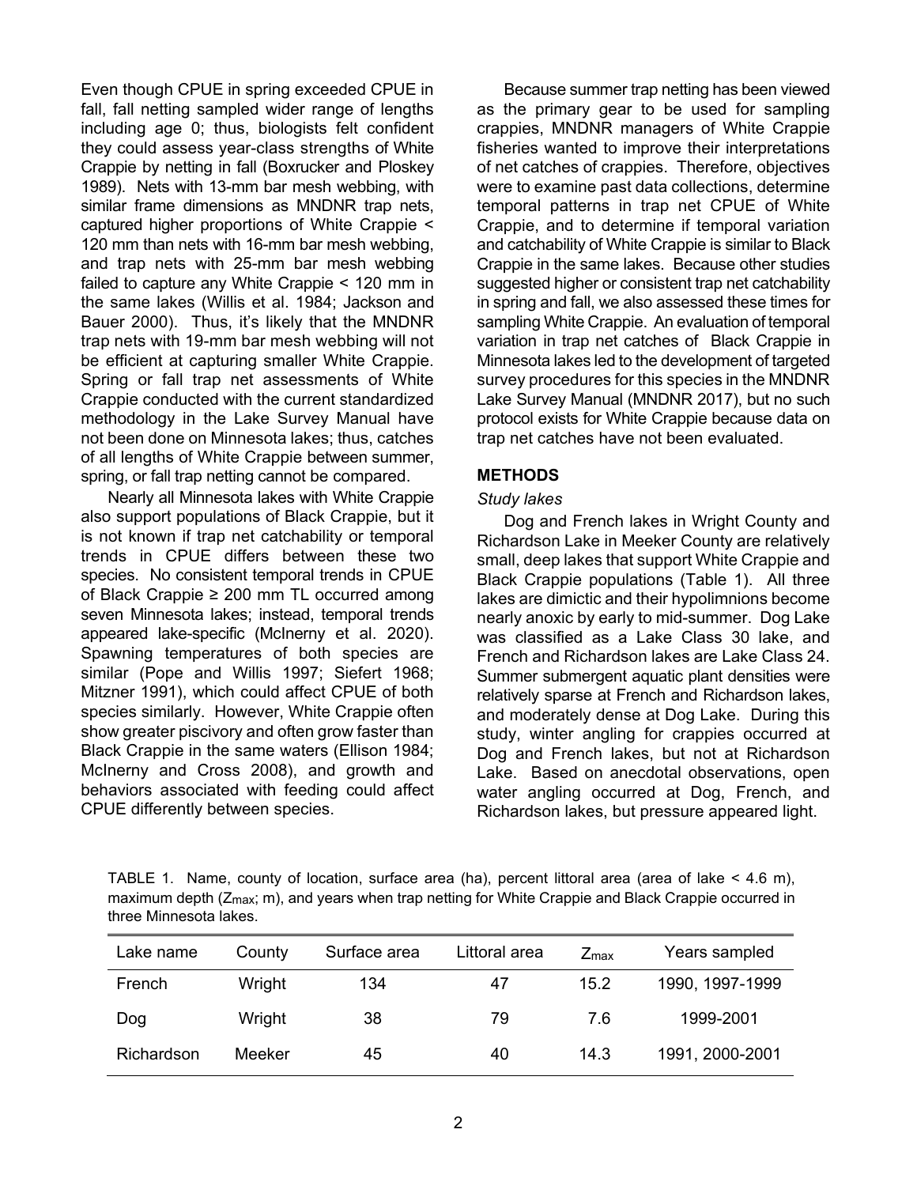Even though CPUE in spring exceeded CPUE in fall, fall netting sampled wider range of lengths including age 0; thus, biologists felt confident they could assess year-class strengths of White Crappie by netting in fall (Boxrucker and Ploskey 1989). Nets with 13-mm bar mesh webbing, with similar frame dimensions as MNDNR trap nets, captured higher proportions of White Crappie < 120 mm than nets with 16-mm bar mesh webbing, and trap nets with 25-mm bar mesh webbing failed to capture any White Crappie < 120 mm in the same lakes (Willis et al. 1984; Jackson and Bauer 2000). Thus, it's likely that the MNDNR trap nets with 19-mm bar mesh webbing will not be efficient at capturing smaller White Crappie. Spring or fall trap net assessments of White Crappie conducted with the current standardized methodology in the Lake Survey Manual have not been done on Minnesota lakes; thus, catches of all lengths of White Crappie between summer, spring, or fall trap netting cannot be compared.

Nearly all Minnesota lakes with White Crappie also support populations of Black Crappie, but it is not known if trap net catchability or temporal trends in CPUE differs between these two species. No consistent temporal trends in CPUE of Black Crappie ≥ 200 mm TL occurred among seven Minnesota lakes; instead, temporal trends appeared lake-specific (McInerny et al. 2020). Spawning temperatures of both species are similar (Pope and Willis 1997; Siefert 1968; Mitzner 1991), which could affect CPUE of both species similarly. However, White Crappie often show greater piscivory and often grow faster than Black Crappie in the same waters (Ellison 1984; McInerny and Cross 2008), and growth and behaviors associated with feeding could affect CPUE differently between species.

Because summer trap netting has been viewed as the primary gear to be used for sampling crappies, MNDNR managers of White Crappie fisheries wanted to improve their interpretations of net catches of crappies. Therefore, objectives were to examine past data collections, determine temporal patterns in trap net CPUE of White Crappie, and to determine if temporal variation and catchability of White Crappie is similar to Black Crappie in the same lakes. Because other studies suggested higher or consistent trap net catchability in spring and fall, we also assessed these times for sampling White Crappie. An evaluation of temporal variation in trap net catches of Black Crappie in Minnesota lakes led to the development of targeted survey procedures for this species in the MNDNR Lake Survey Manual (MNDNR 2017), but no such protocol exists for White Crappie because data on trap net catches have not been evaluated.

## METHODS

*Study lakes*

Dog and French lakes in Wright County and Richardson Lake in Meeker County are relatively small, deep lakes that support White Crappie and Black Crappie populations (Table 1). All three lakes are dimictic and their hypolimnions become nearly anoxic by early to mid-summer. Dog Lake was classified as a Lake Class 30 lake, and French and Richardson lakes are Lake Class 24. Summer submergent aquatic plant densities were relatively sparse at French and Richardson lakes, and moderately dense at Dog Lake. During this study, winter angling for crappies occurred at Dog and French lakes, but not at Richardson Lake. Based on anecdotal observations, open water angling occurred at Dog, French, and Richardson lakes, but pressure appeared light.

TABLE 1. Name, county of location, surface area (ha), percent littoral area (area of lake < 4.6 m), maximum depth ($Z_{max}$; m), and years when trap netting for White Crappie and Black Crappie occurred in three Minnesota lakes.

| Lake name | County | Surface area | Littoral area | $Z_{max}$ | Years sampled |
|---|---|---|---|---|---|
| French | Wright | 134 | 47 | 15.2 | 1990, 1997-1999 |
| Dog | Wright | 38 | 79 | 7.6 | 1999-2001 |
| Richardson | Meeker | 45 | 40 | 14.3 | 1991, 2000-2001 |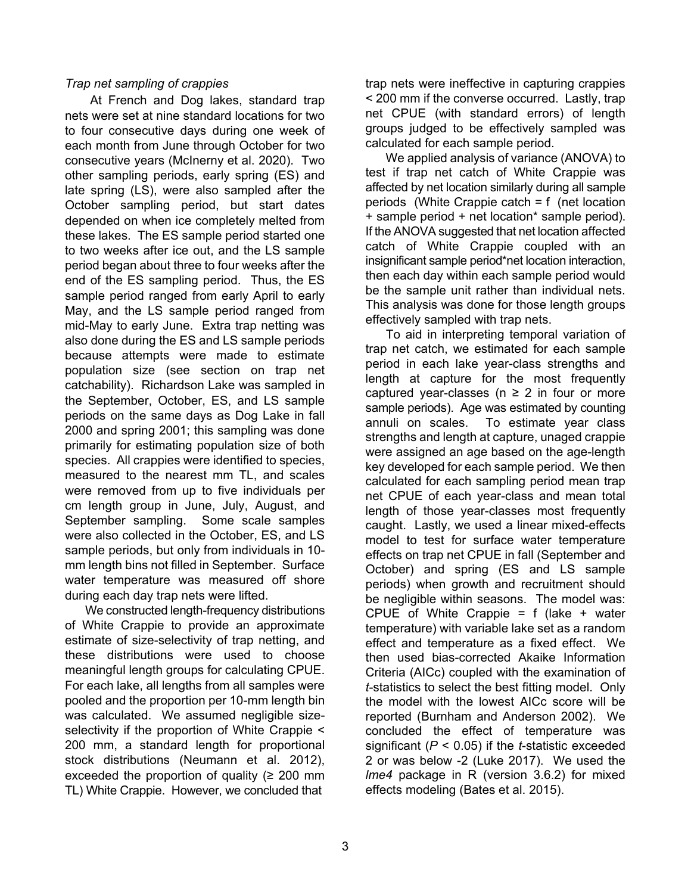### *Trap net sampling of crappies*

At French and Dog lakes, standard trap nets were set at nine standard locations for two to four consecutive days during one week of each month from June through October for two consecutive years (McInerny et al. 2020). Two other sampling periods, early spring (ES) and late spring (LS), were also sampled after the October sampling period, but start dates depended on when ice completely melted from these lakes. The ES sample period started one to two weeks after ice out, and the LS sample period began about three to four weeks after the end of the ES sampling period. Thus, the ES sample period ranged from early April to early May, and the LS sample period ranged from mid-May to early June. Extra trap netting was also done during the ES and LS sample periods because attempts were made to estimate population size (see section on trap net catchability). Richardson Lake was sampled in the September, October, ES, and LS sample periods on the same days as Dog Lake in fall 2000 and spring 2001; this sampling was done primarily for estimating population size of both species. All crappies were identified to species, measured to the nearest mm TL, and scales were removed from up to five individuals per cm length group in June, July, August, and September sampling. Some scale samples were also collected in the October, ES, and LS sample periods, but only from individuals in 10-mm length bins not filled in September. Surface water temperature was measured off shore during each day trap nets were lifted.

We constructed length-frequency distributions of White Crappie to provide an approximate estimate of size-selectivity of trap netting, and these distributions were used to choose meaningful length groups for calculating CPUE. For each lake, all lengths from all samples were pooled and the proportion per 10-mm length bin was calculated. We assumed negligible size-selectivity if the proportion of White Crappie < 200 mm, a standard length for proportional stock distributions (Neumann et al. 2012), exceeded the proportion of quality (≥ 200 mm TL) White Crappie. However, we concluded that trap nets were ineffective in capturing crappies < 200 mm if the converse occurred. Lastly, trap net CPUE (with standard errors) of length groups judged to be effectively sampled was calculated for each sample period.

We applied analysis of variance (ANOVA) to test if trap net catch of White Crappie was affected by net location similarly during all sample periods (White Crappie catch = f (net location + sample period + net location* sample period). If the ANOVA suggested that net location affected catch of White Crappie coupled with an insignificant sample period*net location interaction, then each day within each sample period would be the sample unit rather than individual nets. This analysis was done for those length groups effectively sampled with trap nets.

To aid in interpreting temporal variation of trap net catch, we estimated for each sample period in each lake year-class strengths and length at capture for the most frequently captured year-classes ($n \geq 2$ in four or more sample periods). Age was estimated by counting annuli on scales. To estimate year class strengths and length at capture, unaged crappie were assigned an age based on the age-length key developed for each sample period. We then calculated for each sampling period mean trap net CPUE of each year-class and mean total length of those year-classes most frequently caught. Lastly, we used a linear mixed-effects model to test for surface water temperature effects on trap net CPUE in fall (September and October) and spring (ES and LS sample periods) when growth and recruitment should be negligible within seasons. The model was: CPUE of White Crappie = f (lake + water temperature) with variable lake set as a random effect and temperature as a fixed effect. We then used bias-corrected Akaike Information Criteria (AICc) coupled with the examination of *t*-statistics to select the best fitting model. Only the model with the lowest AICc score will be reported (Burnham and Anderson 2002). We concluded the effect of temperature was significant ($P < 0.05$) if the *t*-statistic exceeded 2 or was below -2 (Luke 2017). We used the *lme4* package in R (version 3.6.2) for mixed effects modeling (Bates et al. 2015).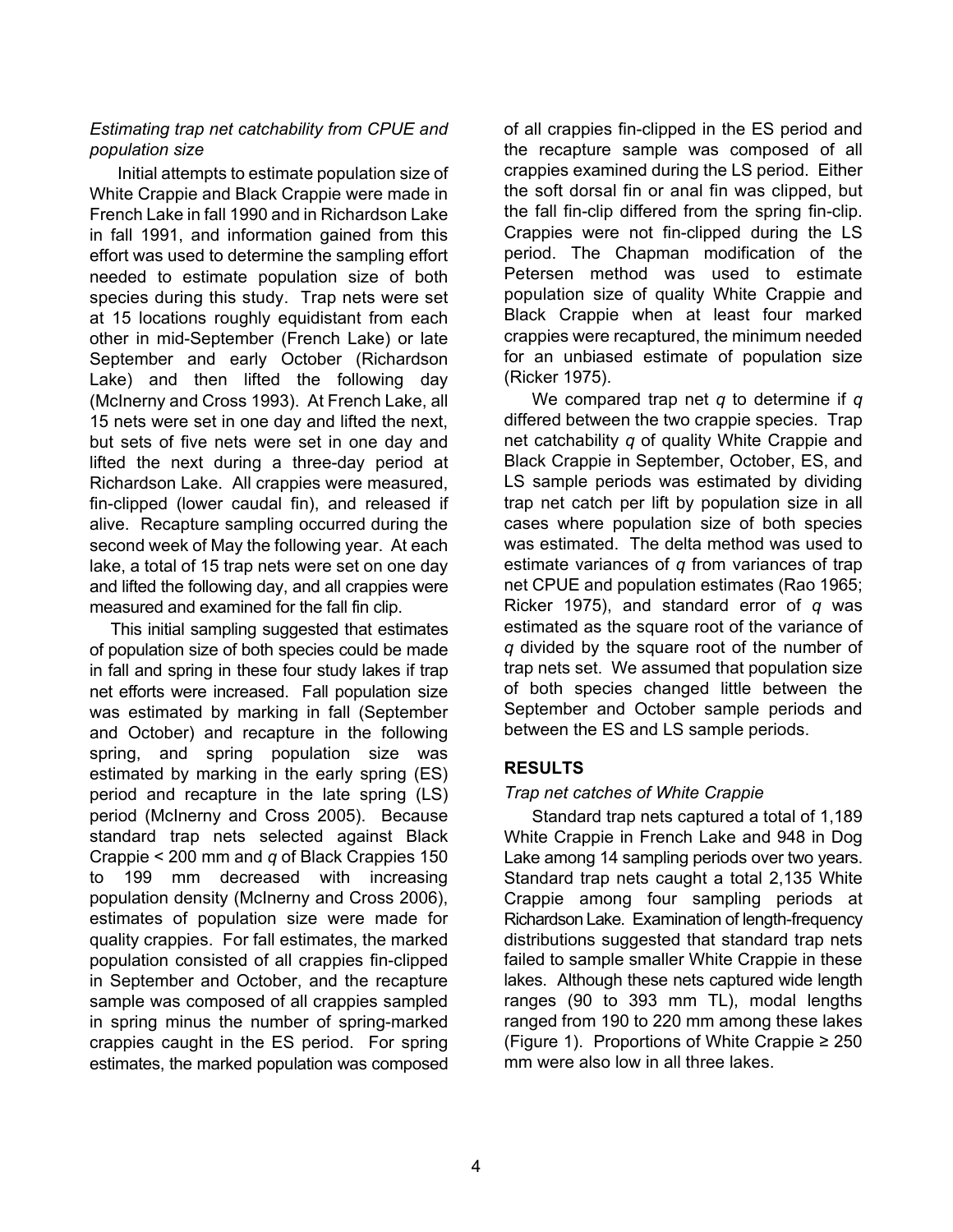### *Estimating trap net catchability from CPUE and population size*

Initial attempts to estimate population size of White Crappie and Black Crappie were made in French Lake in fall 1990 and in Richardson Lake in fall 1991, and information gained from this effort was used to determine the sampling effort needed to estimate population size of both species during this study. Trap nets were set at 15 locations roughly equidistant from each other in mid-September (French Lake) or late September and early October (Richardson Lake) and then lifted the following day (McInerny and Cross 1993). At French Lake, all 15 nets were set in one day and lifted the next, but sets of five nets were set in one day and lifted the next during a three-day period at Richardson Lake. All crappies were measured, fin-clipped (lower caudal fin), and released if alive. Recapture sampling occurred during the second week of May the following year. At each lake, a total of 15 trap nets were set on one day and lifted the following day, and all crappies were measured and examined for the fall fin clip.

This initial sampling suggested that estimates of population size of both species could be made in fall and spring in these four study lakes if trap net efforts were increased. Fall population size was estimated by marking in fall (September and October) and recapture in the following spring, and spring population size was estimated by marking in the early spring (ES) period and recapture in the late spring (LS) period (McInerny and Cross 2005). Because standard trap nets selected against Black Crappie < 200 mm and *q* of Black Crappies 150 to 199 mm decreased with increasing population density (McInerny and Cross 2006), estimates of population size were made for quality crappies. For fall estimates, the marked population consisted of all crappies fin-clipped in September and October, and the recapture sample was composed of all crappies sampled in spring minus the number of spring-marked crappies caught in the ES period. For spring estimates, the marked population was composed of all crappies fin-clipped in the ES period and the recapture sample was composed of all crappies examined during the LS period. Either the soft dorsal fin or anal fin was clipped, but the fall fin-clip differed from the spring fin-clip. Crappies were not fin-clipped during the LS period. The Chapman modification of the Petersen method was used to estimate population size of quality White Crappie and Black Crappie when at least four marked crappies were recaptured, the minimum needed for an unbiased estimate of population size (Ricker 1975).

We compared trap net *q* to determine if *q* differed between the two crappie species. Trap net catchability *q* of quality White Crappie and Black Crappie in September, October, ES, and LS sample periods was estimated by dividing trap net catch per lift by population size in all cases where population size of both species was estimated. The delta method was used to estimate variances of *q* from variances of trap net CPUE and population estimates (Rao 1965; Ricker 1975), and standard error of *q* was estimated as the square root of the variance of *q* divided by the square root of the number of trap nets set. We assumed that population size of both species changed little between the September and October sample periods and between the ES and LS sample periods.

## RESULTS

### *Trap net catches of White Crappie*

Standard trap nets captured a total of 1,189 White Crappie in French Lake and 948 in Dog Lake among 14 sampling periods over two years. Standard trap nets caught a total 2,135 White Crappie among four sampling periods at Richardson Lake. Examination of length-frequency distributions suggested that standard trap nets failed to sample smaller White Crappie in these lakes. Although these nets captured wide length ranges (90 to 393 mm TL), modal lengths ranged from 190 to 220 mm among these lakes (Figure 1). Proportions of White Crappie ≥ 250 mm were also low in all three lakes.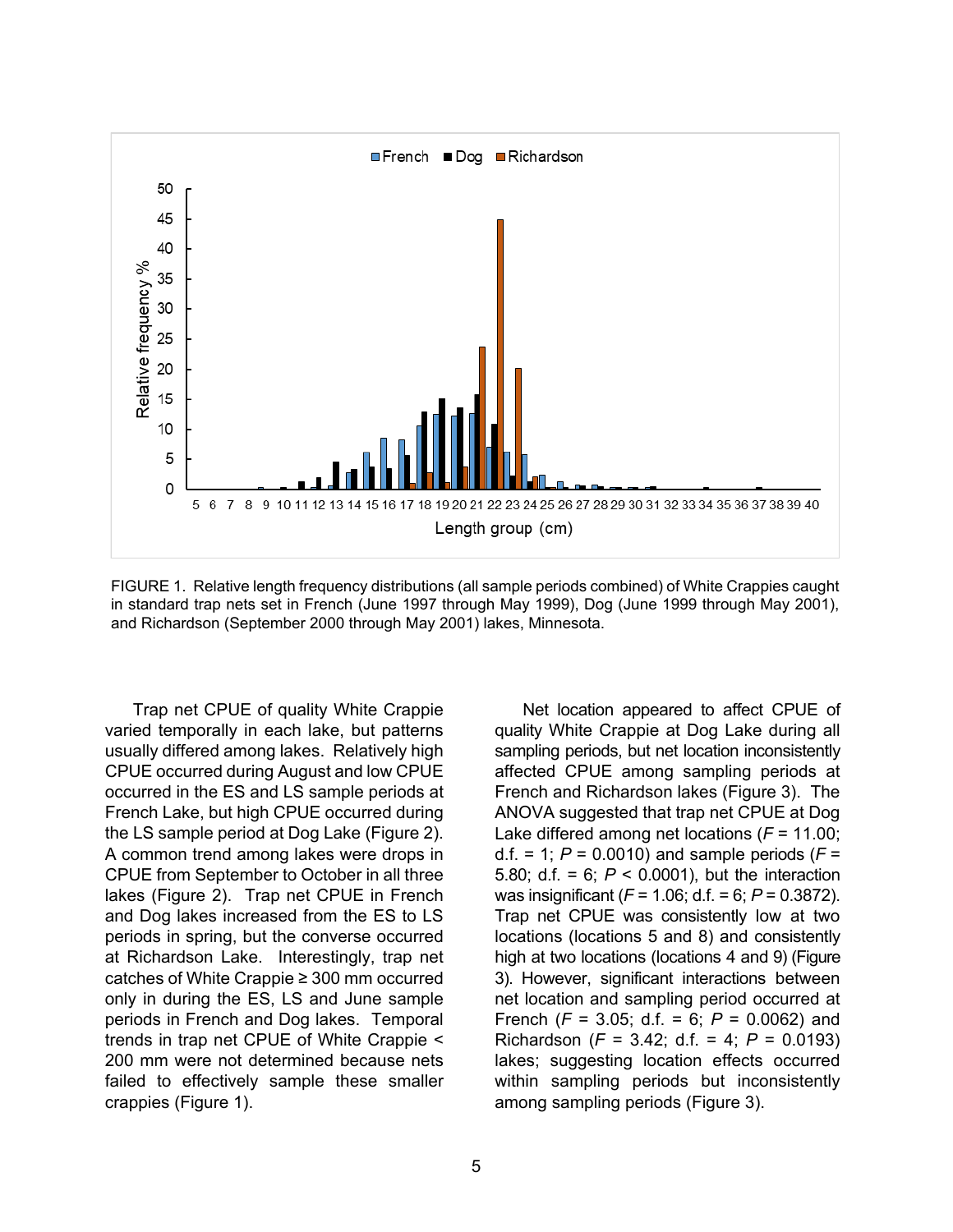French Dog Richardson

50
45
40
35
30
25
20
15
10
5
0

Relative frequency %

5 6 7 8 9 10 11 12 13 14 15 16 17 18 19 20 21 22 23 24 25 26 27 28 29 30 31 32 33 34 35 36 37 38 39 40

Length group (cm)

FIGURE 1. Relative length frequency distributions (all sample periods combined) of White Crappies caught in standard trap nets set in French (June 1997 through May 1999), Dog (June 1999 through May 2001), and Richardson (September 2000 through May 2001) lakes, Minnesota.

Trap net CPUE of quality White Crappie varied temporally in each lake, but patterns usually differed among lakes. Relatively high CPUE occurred during August and low CPUE occurred in the ES and LS sample periods at French Lake, but high CPUE occurred during the LS sample period at Dog Lake (Figure 2). A common trend among lakes were drops in CPUE from September to October in all three lakes (Figure 2). Trap net CPUE in French and Dog lakes increased from the ES to LS periods in spring, but the converse occurred at Richardson Lake. Interestingly, trap net catches of White Crappie ≥ 300 mm occurred only in during the ES, LS and June sample periods in French and Dog lakes. Temporal trends in trap net CPUE of White Crappie < 200 mm were not determined because nets failed to effectively sample these smaller crappies (Figure 1).

Net location appeared to affect CPUE of quality White Crappie at Dog Lake during all sampling periods, but net location inconsistently affected CPUE among sampling periods at French and Richardson lakes (Figure 3). The ANOVA suggested that trap net CPUE at Dog Lake differed among net locations ($F$ = 11.00; d.f. = 1; $P$ = 0.0010) and sample periods ($F$ = 5.80; d.f. = 6; $P$ < 0.0001), but the interaction was insignificant ($F$ = 1.06; d.f. = 6; $P$ = 0.3872). Trap net CPUE was consistently low at two locations (locations 5 and 8) and consistently high at two locations (locations 4 and 9) (Figure 3). However, significant interactions between net location and sampling period occurred at French ($F$ = 3.05; d.f. = 6; $P$ = 0.0062) and Richardson ($F$ = 3.42; d.f. = 4; $P$ = 0.0193) lakes; suggesting location effects occurred within sampling periods but inconsistently among sampling periods (Figure 3).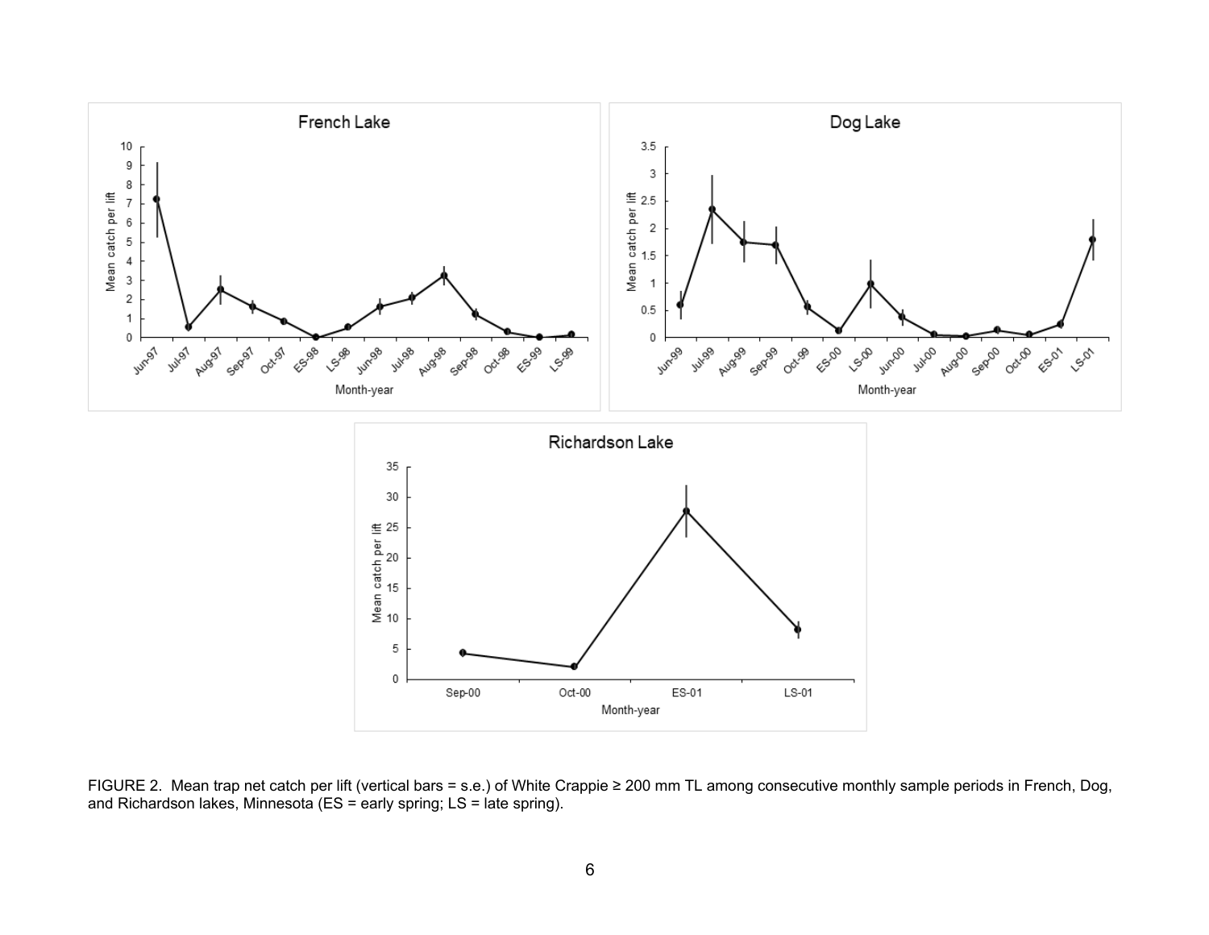French Lake

Mean catch per lift

10
9
8
7
6
5
4
3
2
1
0

Jun-97 Jul-97 Aug-97 Sep-97 Oct-97 ES-98 LS-98 Jun-98 Jul-98 Aug-98 Sep-98 Oct-98 ES-99 LS-99

Month-year

Dog Lake

Mean catch per lift

3.5
3
2.5
2
1.5
1
0.5
0

Jun-99 Jul-99 Aug-99 Sep-99 Oct-99 ES-00 LS-00 Jun-00 Jul-00 Aug-00 Sep-00 Oct-00 ES-01 LS-01

Month-year

Richardson Lake

Mean catch per lift

35
30
25
20
15
10
5
0

Sep-00 Oct-00 ES-01 LS-01

Month-year

FIGURE 2. Mean trap net catch per lift (vertical bars = s.e.) of White Crappie ≥ 200 mm TL among consecutive monthly sample periods in French, Dog, and Richardson lakes, Minnesota (ES = early spring; LS = late spring).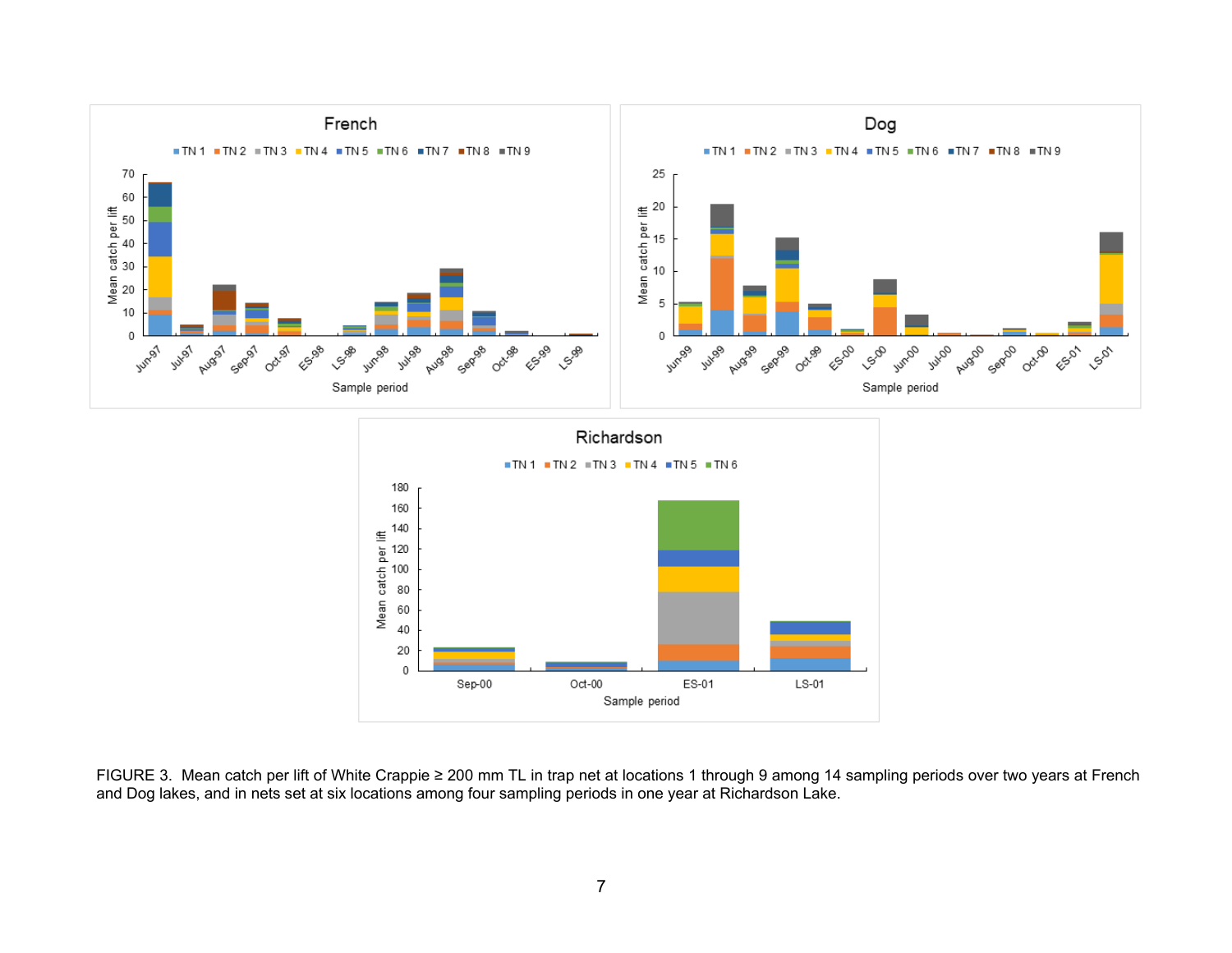French

TN 1 TN 2 TN 3 TN 4 TN 5 TN 6 TN 7 TN 8 TN 9

Mean catch per lift

70
60
50
40
30
20
10
0

Jun-97 Jul-97 Aug-97 Sep-97 Oct-97 ES-98 LS-98 Jun-98 Jul-98 Aug-98 Sep-98 Oct-98 ES-99 LS-99

Sample period

Dog

TN 1 TN 2 TN 3 TN 4 TN 5 TN 6 TN 7 TN 8 TN 9

Mean catch per lift

25
20
15
10
5
0

Jun-99 Jul-99 Aug-99 Sep-99 Oct-99 ES-00 LS-00 Jun-00 Jul-00 Aug-00 Sep-00 Oct-00 ES-01 LS-01

Sample period

Richardson

TN 1 TN 2 TN 3 TN 4 TN 5 TN 6

Mean catch per lift

180
160
140
120
100
80
60
40
20
0

Sep-00 Oct-00 ES-01 LS-01

Sample period

FIGURE 3. Mean catch per lift of White Crappie ≥ 200 mm TL in trap net at locations 1 through 9 among 14 sampling periods over two years at French and Dog lakes, and in nets set at six locations among four sampling periods in one year at Richardson Lake.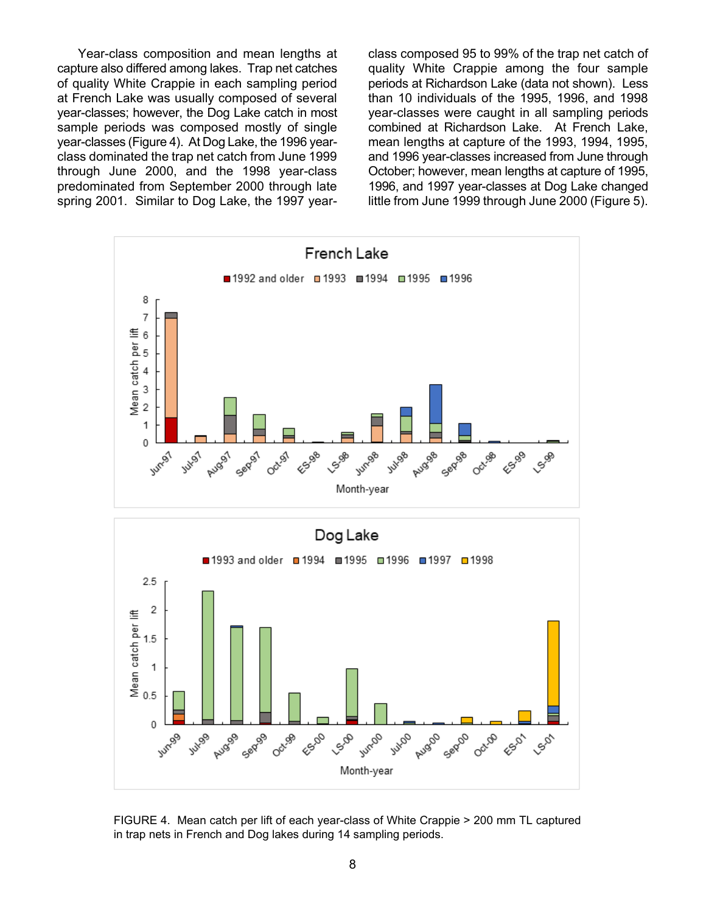Year-class composition and mean lengths at capture also differed among lakes. Trap net catches of quality White Crappie in each sampling period at French Lake was usually composed of several year-classes; however, the Dog Lake catch in most sample periods was composed mostly of single year-classes (Figure 4). At Dog Lake, the 1996 year-class dominated the trap net catch from June 1999 through June 2000, and the 1998 year-class predominated from September 2000 through late spring 2001. Similar to Dog Lake, the 1997 year-class composed 95 to 99% of the trap net catch of quality White Crappie among the four sample periods at Richardson Lake (data not shown). Less than 10 individuals of the 1995, 1996, and 1998 year-classes were caught in all sampling periods combined at Richardson Lake. At French Lake, mean lengths at capture of the 1993, 1994, 1995, and 1996 year-classes increased from June through October; however, mean lengths at capture of 1995, 1996, and 1997 year-classes at Dog Lake changed little from June 1999 through June 2000 (Figure 5).

French Lake

1992 and older
1993
1994
1995
1996

Mean catch per lift

0
1
2
3
4
5
6
7
8

Jun-97
Jul-97
Aug-97
Sep-97
Oct-97
ES-98
LS-98
Jun-98
Jul-98
Aug-98
Sep-98
Oct-98
ES-99
LS-99

Month-year

Dog Lake

1993 and older
1994
1995
1996
1997
1998

Mean catch per lift

0
0.5
1
1.5
2
2.5

Jun-99
Jul-99
Aug-99
Sep-99
Oct-99
ES-00
LS-00
Jun-00
Jul-00
Aug-00
Sep-00
Oct-00
ES-01
LS-01

Month-year

FIGURE 4. Mean catch per lift of each year-class of White Crappie > 200 mm TL captured in trap nets in French and Dog lakes during 14 sampling periods.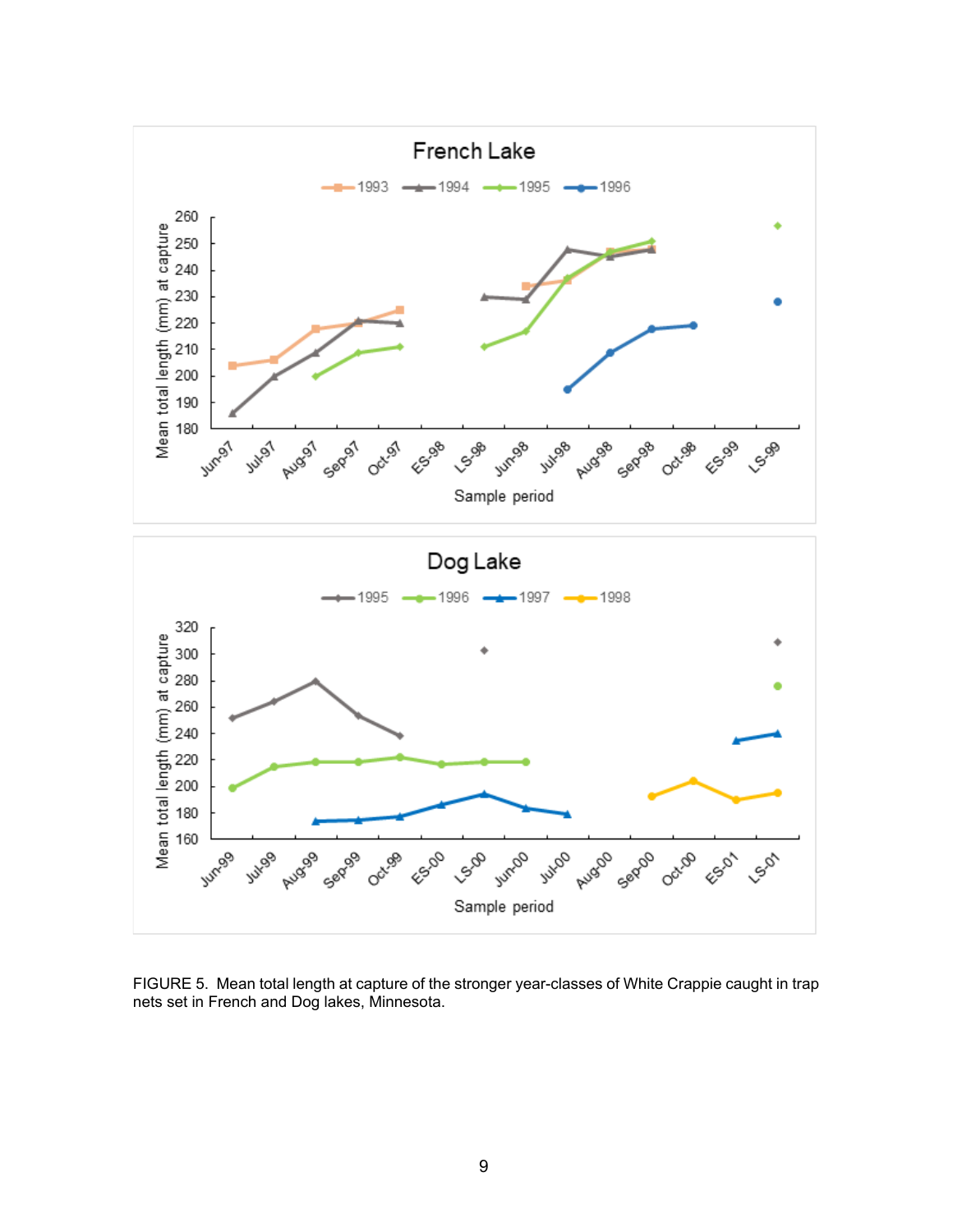French Lake

1993 1994 1995 1996

Mean total length (mm) at capture

260
250
240
230
220
210
200
190
180

Jun-97 Jul-97 Aug-97 Sep-97 Oct-97 ES-98 LS-98 Jun-98 Jul-98 Aug-98 Sep-98 Oct-98 ES-99 LS-99

Sample period

Dog Lake

1995 1996 1997 1998

Mean total length (mm) at capture

320
300
280
260
240
220
200
180
160

Jun-99 Jul-99 Aug-99 Sep-99 Oct-99 ES-00 LS-00 Jun-00 Jul-00 Aug-00 Sep-00 Oct-00 ES-01 LS-01

Sample period

FIGURE 5. Mean total length at capture of the stronger year-classes of White Crappie caught in trap nets set in French and Dog lakes, Minnesota.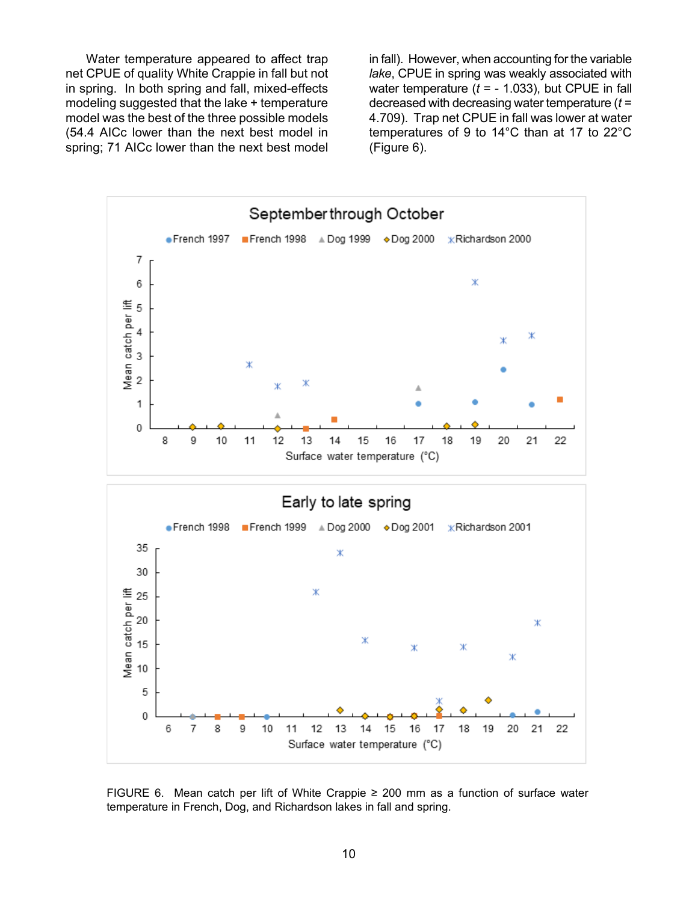Water temperature appeared to affect trap net CPUE of quality White Crappie in fall but not in spring. In both spring and fall, mixed-effects modeling suggested that the lake + temperature model was the best of the three possible models (54.4 AICc lower than the next best model in spring; 71 AICc lower than the next best model in fall). However, when accounting for the variable *lake*, CPUE in spring was weakly associated with water temperature ($t$ = - 1.033), but CPUE in fall decreased with decreasing water temperature ($t$ = 4.709). Trap net CPUE in fall was lower at water temperatures of 9 to 14°C than at 17 to 22°C (Figure 6).

September through October

French 1997 French 1998 Dog 1999 Dog 2000 Richardson 2000

Mean catch per lift

0 1 2 3 4 5 6 7

8 9 10 11 12 13 14 15 16 17 18 19 20 21 22

Surface water temperature (°C)

Early to late spring

French 1998 French 1999 Dog 2000 Dog 2001 Richardson 2001

Mean catch per lift

0 5 10 15 20 25 30 35

6 7 8 9 10 11 12 13 14 15 16 17 18 19 20 21 22

Surface water temperature (°C)

FIGURE 6. Mean catch per lift of White Crappie ≥ 200 mm as a function of surface water temperature in French, Dog, and Richardson lakes in fall and spring.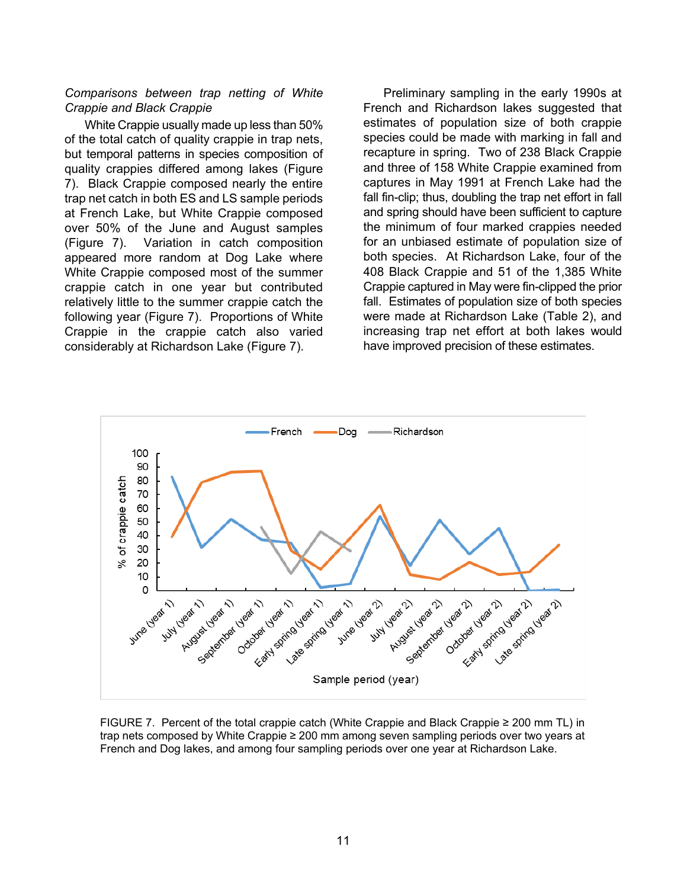*Comparisons between trap netting of White Crappie and Black Crappie*

White Crappie usually made up less than 50% of the total catch of quality crappie in trap nets, but temporal patterns in species composition of quality crappies differed among lakes (Figure 7). Black Crappie composed nearly the entire trap net catch in both ES and LS sample periods at French Lake, but White Crappie composed over 50% of the June and August samples (Figure 7). Variation in catch composition appeared more random at Dog Lake where White Crappie composed most of the summer crappie catch in one year but contributed relatively little to the summer crappie catch the following year (Figure 7). Proportions of White Crappie in the crappie catch also varied considerably at Richardson Lake (Figure 7).

Preliminary sampling in the early 1990s at French and Richardson lakes suggested that estimates of population size of both crappie species could be made with marking in fall and recapture in spring. Two of 238 Black Crappie and three of 158 White Crappie examined from captures in May 1991 at French Lake had the fall fin-clip; thus, doubling the trap net effort in fall and spring should have been sufficient to capture the minimum of four marked crappies needed for an unbiased estimate of population size of both species. At Richardson Lake, four of the 408 Black Crappie and 51 of the 1,385 White Crappie captured in May were fin-clipped the prior fall. Estimates of population size of both species were made at Richardson Lake (Table 2), and increasing trap net effort at both lakes would have improved precision of these estimates.

French
Dog
Richardson

% of crappie catch

100
90
80
70
60
50
40
30
20
10
0

June (year 1)
July (year 1)
August (year 1)
September (year 1)
October (year 1)
Early spring (year 1)
Late spring (year 1)
June (year 2)
July (year 2)
August (year 2)
September (year 2)
October (year 2)
Early spring (year 2)
Late spring (year 2)

Sample period (year)

FIGURE 7. Percent of the total crappie catch (White Crappie and Black Crappie ≥ 200 mm TL) in trap nets composed by White Crappie ≥ 200 mm among seven sampling periods over two years at French and Dog lakes, and among four sampling periods over one year at Richardson Lake.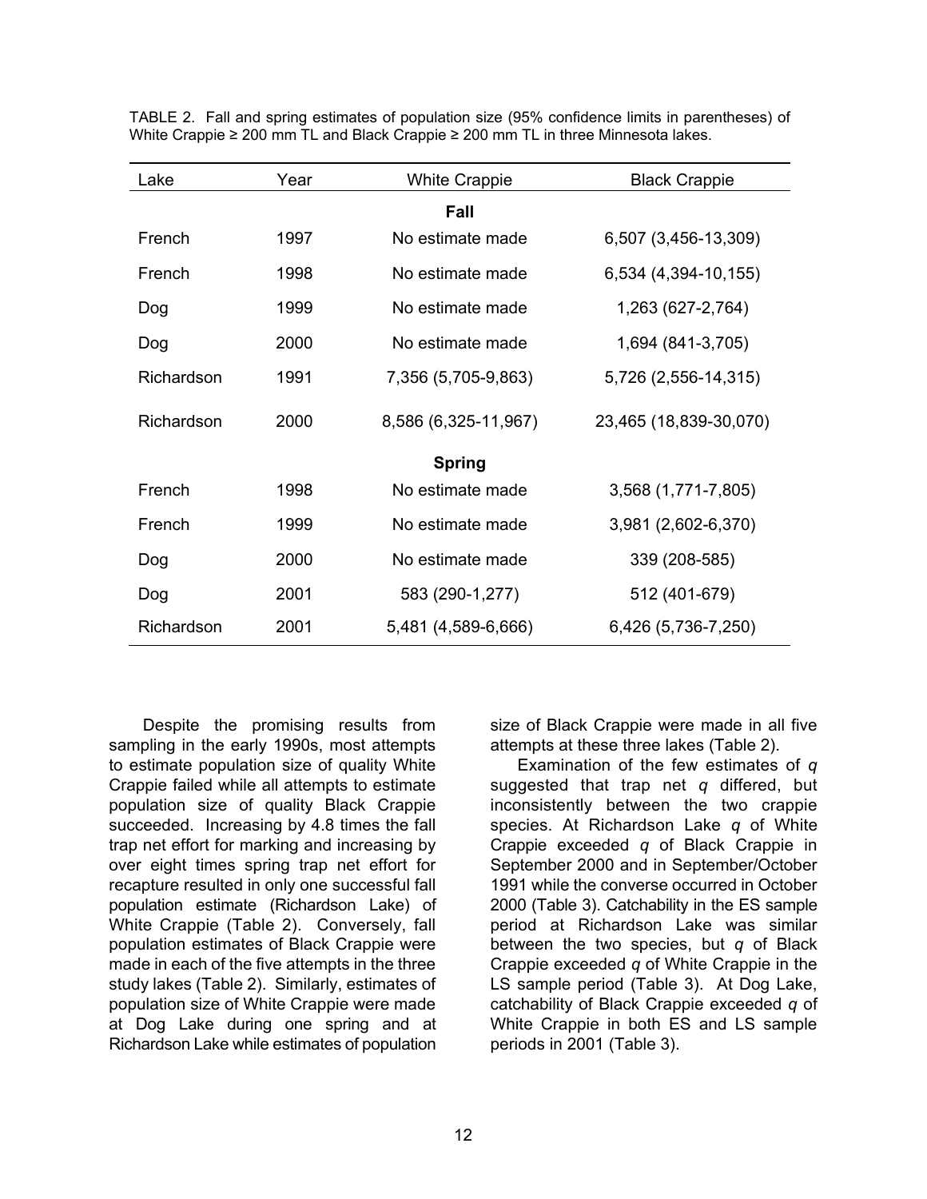TABLE 2. Fall and spring estimates of population size (95% confidence limits in parentheses) of White Crappie ≥ 200 mm TL and Black Crappie ≥ 200 mm TL in three Minnesota lakes.

| Lake | Year | White Crappie | Black Crappie |
|---|---|---|---|
| | | **Fall** | |
| French | 1997 | No estimate made | 6,507 (3,456-13,309) |
| French | 1998 | No estimate made | 6,534 (4,394-10,155) |
| Dog | 1999 | No estimate made | 1,263 (627-2,764) |
| Dog | 2000 | No estimate made | 1,694 (841-3,705) |
| Richardson | 1991 | 7,356 (5,705-9,863) | 5,726 (2,556-14,315) |
| Richardson | 2000 | 8,586 (6,325-11,967) | 23,465 (18,839-30,070) |
| | | **Spring** | |
| French | 1998 | No estimate made | 3,568 (1,771-7,805) |
| French | 1999 | No estimate made | 3,981 (2,602-6,370) |
| Dog | 2000 | No estimate made | 339 (208-585) |
| Dog | 2001 | 583 (290-1,277) | 512 (401-679) |
| Richardson | 2001 | 5,481 (4,589-6,666) | 6,426 (5,736-7,250) |

Despite the promising results from sampling in the early 1990s, most attempts to estimate population size of quality White Crappie failed while all attempts to estimate population size of quality Black Crappie succeeded. Increasing by 4.8 times the fall trap net effort for marking and increasing by over eight times spring trap net effort for recapture resulted in only one successful fall population estimate (Richardson Lake) of White Crappie (Table 2). Conversely, fall population estimates of Black Crappie were made in each of the five attempts in the three study lakes (Table 2). Similarly, estimates of population size of White Crappie were made at Dog Lake during one spring and at Richardson Lake while estimates of population size of Black Crappie were made in all five attempts at these three lakes (Table 2).

Examination of the few estimates of $q$ suggested that trap net $q$ differed, but inconsistently between the two crappie species. At Richardson Lake $q$ of White Crappie exceeded $q$ of Black Crappie in September 2000 and in September/October 1991 while the converse occurred in October 2000 (Table 3). Catchability in the ES sample period at Richardson Lake was similar between the two species, but $q$ of Black Crappie exceeded $q$ of White Crappie in the LS sample period (Table 3). At Dog Lake, catchability of Black Crappie exceeded $q$ of White Crappie in both ES and LS sample periods in 2001 (Table 3).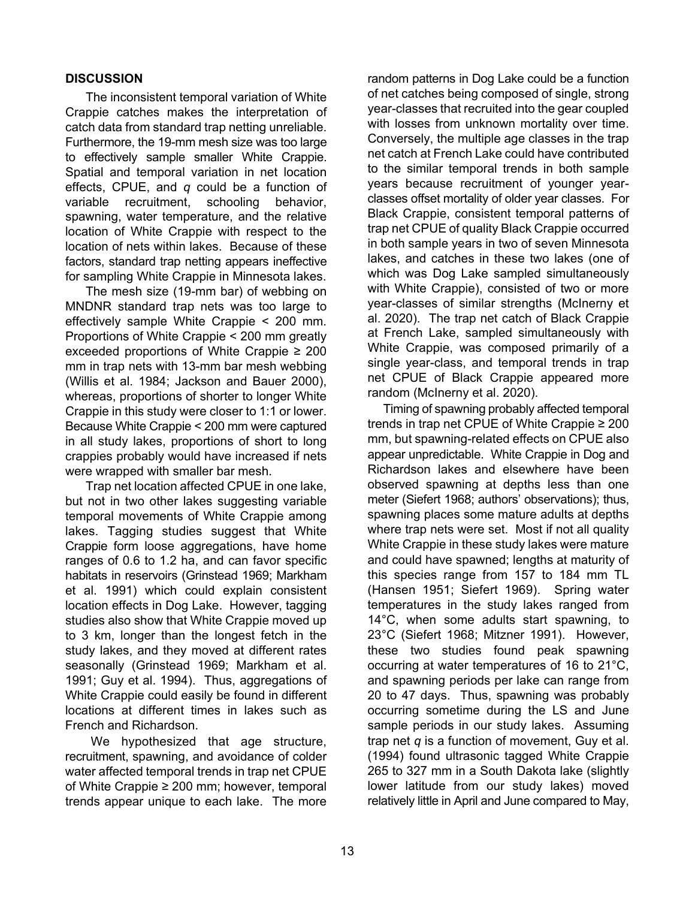## DISCUSSION

The inconsistent temporal variation of White Crappie catches makes the interpretation of catch data from standard trap netting unreliable. Furthermore, the 19-mm mesh size was too large to effectively sample smaller White Crappie. Spatial and temporal variation in net location effects, CPUE, and *q* could be a function of variable recruitment, schooling behavior, spawning, water temperature, and the relative location of White Crappie with respect to the location of nets within lakes. Because of these factors, standard trap netting appears ineffective for sampling White Crappie in Minnesota lakes.

The mesh size (19-mm bar) of webbing on MNDNR standard trap nets was too large to effectively sample White Crappie < 200 mm. Proportions of White Crappie < 200 mm greatly exceeded proportions of White Crappie ≥ 200 mm in trap nets with 13-mm bar mesh webbing (Willis et al. 1984; Jackson and Bauer 2000), whereas, proportions of shorter to longer White Crappie in this study were closer to 1:1 or lower. Because White Crappie < 200 mm were captured in all study lakes, proportions of short to long crappies probably would have increased if nets were wrapped with smaller bar mesh.

Trap net location affected CPUE in one lake, but not in two other lakes suggesting variable temporal movements of White Crappie among lakes. Tagging studies suggest that White Crappie form loose aggregations, have home ranges of 0.6 to 1.2 ha, and can favor specific habitats in reservoirs (Grinstead 1969; Markham et al. 1991) which could explain consistent location effects in Dog Lake. However, tagging studies also show that White Crappie moved up to 3 km, longer than the longest fetch in the study lakes, and they moved at different rates seasonally (Grinstead 1969; Markham et al. 1991; Guy et al. 1994). Thus, aggregations of White Crappie could easily be found in different locations at different times in lakes such as French and Richardson.

We hypothesized that age structure, recruitment, spawning, and avoidance of colder water affected temporal trends in trap net CPUE of White Crappie ≥ 200 mm; however, temporal trends appear unique to each lake. The more random patterns in Dog Lake could be a function of net catches being composed of single, strong year-classes that recruited into the gear coupled with losses from unknown mortality over time. Conversely, the multiple age classes in the trap net catch at French Lake could have contributed to the similar temporal trends in both sample years because recruitment of younger year-classes offset mortality of older year classes. For Black Crappie, consistent temporal patterns of trap net CPUE of quality Black Crappie occurred in both sample years in two of seven Minnesota lakes, and catches in these two lakes (one of which was Dog Lake sampled simultaneously with White Crappie), consisted of two or more year-classes of similar strengths (McInerny et al. 2020). The trap net catch of Black Crappie at French Lake, sampled simultaneously with White Crappie, was composed primarily of a single year-class, and temporal trends in trap net CPUE of Black Crappie appeared more random (McInerny et al. 2020).

Timing of spawning probably affected temporal trends in trap net CPUE of White Crappie ≥ 200 mm, but spawning-related effects on CPUE also appear unpredictable. White Crappie in Dog and Richardson lakes and elsewhere have been observed spawning at depths less than one meter (Siefert 1968; authors' observations); thus, spawning places some mature adults at depths where trap nets were set. Most if not all quality White Crappie in these study lakes were mature and could have spawned; lengths at maturity of this species range from 157 to 184 mm TL (Hansen 1951; Siefert 1969). Spring water temperatures in the study lakes ranged from 14°C, when some adults start spawning, to 23°C (Siefert 1968; Mitzner 1991). However, these two studies found peak spawning occurring at water temperatures of 16 to 21°C, and spawning periods per lake can range from 20 to 47 days. Thus, spawning was probably occurring sometime during the LS and June sample periods in our study lakes. Assuming trap net *q* is a function of movement, Guy et al. (1994) found ultrasonic tagged White Crappie 265 to 327 mm in a South Dakota lake (slightly lower latitude from our study lakes) moved relatively little in April and June compared to May,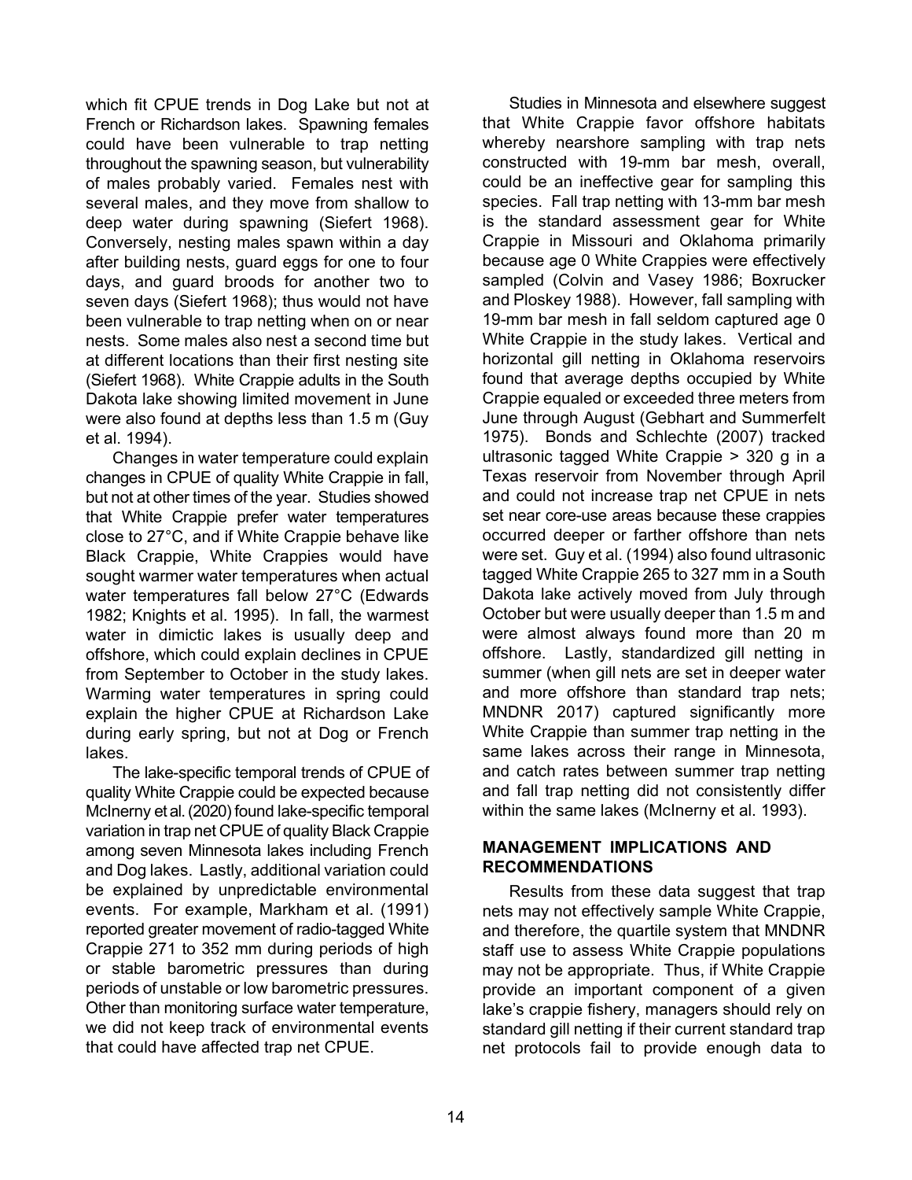which fit CPUE trends in Dog Lake but not at French or Richardson lakes. Spawning females could have been vulnerable to trap netting throughout the spawning season, but vulnerability of males probably varied. Females nest with several males, and they move from shallow to deep water during spawning (Siefert 1968). Conversely, nesting males spawn within a day after building nests, guard eggs for one to four days, and guard broods for another two to seven days (Siefert 1968); thus would not have been vulnerable to trap netting when on or near nests. Some males also nest a second time but at different locations than their first nesting site (Siefert 1968). White Crappie adults in the South Dakota lake showing limited movement in June were also found at depths less than 1.5 m (Guy et al. 1994).

Changes in water temperature could explain changes in CPUE of quality White Crappie in fall, but not at other times of the year. Studies showed that White Crappie prefer water temperatures close to 27°C, and if White Crappie behave like Black Crappie, White Crappies would have sought warmer water temperatures when actual water temperatures fall below 27°C (Edwards 1982; Knights et al. 1995). In fall, the warmest water in dimictic lakes is usually deep and offshore, which could explain declines in CPUE from September to October in the study lakes. Warming water temperatures in spring could explain the higher CPUE at Richardson Lake during early spring, but not at Dog or French lakes.

The lake-specific temporal trends of CPUE of quality White Crappie could be expected because McInerny et al. (2020) found lake-specific temporal variation in trap net CPUE of quality Black Crappie among seven Minnesota lakes including French and Dog lakes. Lastly, additional variation could be explained by unpredictable environmental events. For example, Markham et al. (1991) reported greater movement of radio-tagged White Crappie 271 to 352 mm during periods of high or stable barometric pressures than during periods of unstable or low barometric pressures. Other than monitoring surface water temperature, we did not keep track of environmental events that could have affected trap net CPUE.

Studies in Minnesota and elsewhere suggest that White Crappie favor offshore habitats whereby nearshore sampling with trap nets constructed with 19-mm bar mesh, overall, could be an ineffective gear for sampling this species. Fall trap netting with 13-mm bar mesh is the standard assessment gear for White Crappie in Missouri and Oklahoma primarily because age 0 White Crappies were effectively sampled (Colvin and Vasey 1986; Boxrucker and Ploskey 1988). However, fall sampling with 19-mm bar mesh in fall seldom captured age 0 White Crappie in the study lakes. Vertical and horizontal gill netting in Oklahoma reservoirs found that average depths occupied by White Crappie equaled or exceeded three meters from June through August (Gebhart and Summerfelt 1975). Bonds and Schlechte (2007) tracked ultrasonic tagged White Crappie > 320 g in a Texas reservoir from November through April and could not increase trap net CPUE in nets set near core-use areas because these crappies occurred deeper or farther offshore than nets were set. Guy et al. (1994) also found ultrasonic tagged White Crappie 265 to 327 mm in a South Dakota lake actively moved from July through October but were usually deeper than 1.5 m and were almost always found more than 20 m offshore. Lastly, standardized gill netting in summer (when gill nets are set in deeper water and more offshore than standard trap nets; MNDNR 2017) captured significantly more White Crappie than summer trap netting in the same lakes across their range in Minnesota, and catch rates between summer trap netting and fall trap netting did not consistently differ within the same lakes (McInerny et al. 1993).

## MANAGEMENT IMPLICATIONS AND RECOMMENDATIONS

Results from these data suggest that trap nets may not effectively sample White Crappie, and therefore, the quartile system that MNDNR staff use to assess White Crappie populations may not be appropriate. Thus, if White Crappie provide an important component of a given lake's crappie fishery, managers should rely on standard gill netting if their current standard trap net protocols fail to provide enough data to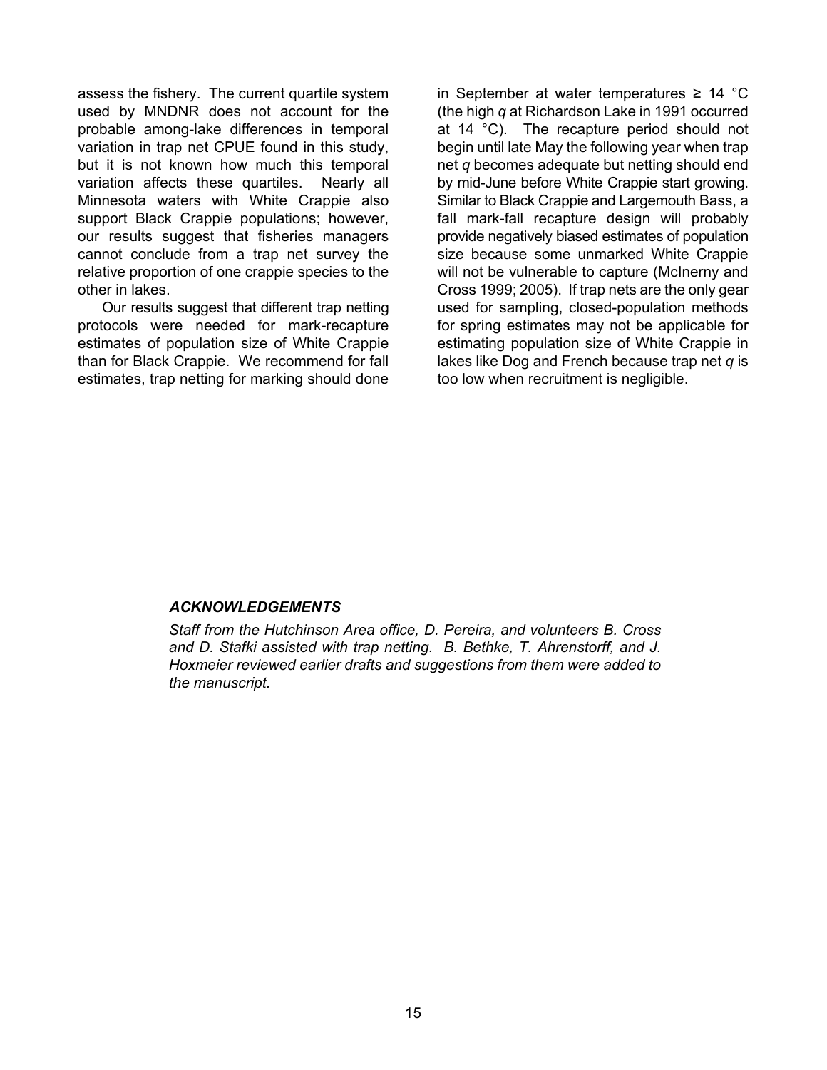assess the fishery. The current quartile system used by MNDNR does not account for the probable among-lake differences in temporal variation in trap net CPUE found in this study, but it is not known how much this temporal variation affects these quartiles. Nearly all Minnesota waters with White Crappie also support Black Crappie populations; however, our results suggest that fisheries managers cannot conclude from a trap net survey the relative proportion of one crappie species to the other in lakes.

Our results suggest that different trap netting protocols were needed for mark-recapture estimates of population size of White Crappie than for Black Crappie. We recommend for fall estimates, trap netting for marking should done in September at water temperatures ≥ 14 °C (the high *q* at Richardson Lake in 1991 occurred at 14 °C). The recapture period should not begin until late May the following year when trap net *q* becomes adequate but netting should end by mid-June before White Crappie start growing. Similar to Black Crappie and Largemouth Bass, a fall mark-fall recapture design will probably provide negatively biased estimates of population size because some unmarked White Crappie will not be vulnerable to capture (McInerny and Cross 1999; 2005). If trap nets are the only gear used for sampling, closed-population methods for spring estimates may not be applicable for estimating population size of White Crappie in lakes like Dog and French because trap net *q* is too low when recruitment is negligible.

### *ACKNOWLEDGEMENTS*

*Staff from the Hutchinson Area office, D. Pereira, and volunteers B. Cross and D. Stafki assisted with trap netting. B. Bethke, T. Ahrenstorff, and J. Hoxmeier reviewed earlier drafts and suggestions from them were added to the manuscript.*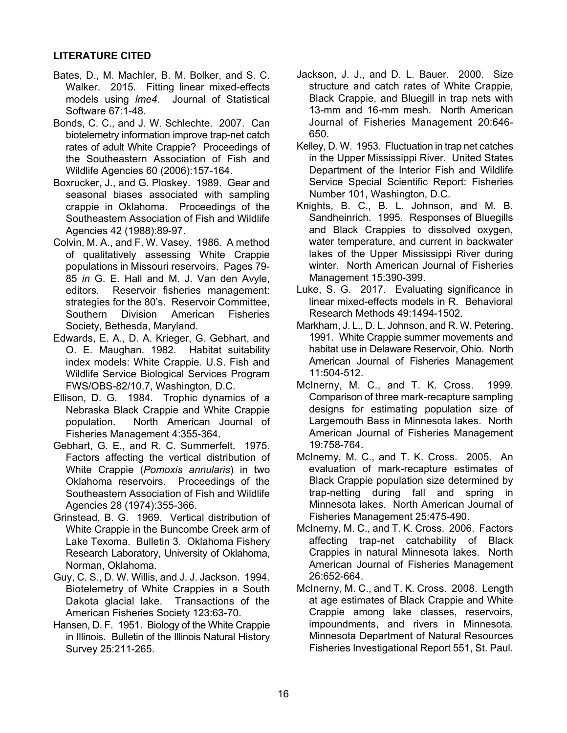## LITERATURE CITED

Bates, D., M. Machler, B. M. Bolker, and S. C. Walker. 2015. Fitting linear mixed-effects models using *lme4*. Journal of Statistical Software 67:1-48.

Bonds, C. C., and J. W. Schlechte. 2007. Can biotelemetry information improve trap-net catch rates of adult White Crappie? Proceedings of the Southeastern Association of Fish and Wildlife Agencies 60 (2006):157-164.

Boxrucker, J., and G. Ploskey. 1989. Gear and seasonal biases associated with sampling crappie in Oklahoma. Proceedings of the Southeastern Association of Fish and Wildlife Agencies 42 (1988):89-97.

Colvin, M. A., and F. W. Vasey. 1986. A method of qualitatively assessing White Crappie populations in Missouri reservoirs. Pages 79-85 *in* G. E. Hall and M. J. Van den Avyle, editors. Reservoir fisheries management: strategies for the 80's. Reservoir Committee, Southern Division American Fisheries Society, Bethesda, Maryland.

Edwards, E. A., D. A. Krieger, G. Gebhart, and O. E. Maughan. 1982. Habitat suitability index models: White Crappie. U.S. Fish and Wildlife Service Biological Services Program FWS/OBS-82/10.7, Washington, D.C.

Ellison, D. G. 1984. Trophic dynamics of a Nebraska Black Crappie and White Crappie population. North American Journal of Fisheries Management 4:355-364.

Gebhart, G. E., and R. C. Summerfelt. 1975. Factors affecting the vertical distribution of White Crappie (*Pomoxis annularis*) in two Oklahoma reservoirs. Proceedings of the Southeastern Association of Fish and Wildlife Agencies 28 (1974):355-366.

Grinstead, B. G. 1969. Vertical distribution of White Crappie in the Buncombe Creek arm of Lake Texoma. Bulletin 3. Oklahoma Fishery Research Laboratory, University of Oklahoma, Norman, Oklahoma.

Guy, C. S., D. W. Willis, and J. J. Jackson. 1994. Biotelemetry of White Crappies in a South Dakota glacial lake. Transactions of the American Fisheries Society 123:63-70.

Hansen, D. F. 1951. Biology of the White Crappie in Illinois. Bulletin of the Illinois Natural History Survey 25:211-265.

Jackson, J. J., and D. L. Bauer. 2000. Size structure and catch rates of White Crappie, Black Crappie, and Bluegill in trap nets with 13-mm and 16-mm mesh. North American Journal of Fisheries Management 20:646-650.

Kelley, D. W. 1953. Fluctuation in trap net catches in the Upper Mississippi River. United States Department of the Interior Fish and Wildlife Service Special Scientific Report: Fisheries Number 101, Washington, D.C.

Knights, B. C., B. L. Johnson, and M. B. Sandheinrich. 1995. Responses of Bluegills and Black Crappies to dissolved oxygen, water temperature, and current in backwater lakes of the Upper Mississippi River during winter. North American Journal of Fisheries Management 15:390-399.

Luke, S. G. 2017. Evaluating significance in linear mixed-effects models in R. Behavioral Research Methods 49:1494-1502.

Markham, J. L., D. L. Johnson, and R. W. Petering. 1991. White Crappie summer movements and habitat use in Delaware Reservoir, Ohio. North American Journal of Fisheries Management 11:504-512.

McInerny, M. C., and T. K. Cross. 1999. Comparison of three mark-recapture sampling designs for estimating population size of Largemouth Bass in Minnesota lakes. North American Journal of Fisheries Management 19:758-764.

McInerny, M. C., and T. K. Cross. 2005. An evaluation of mark-recapture estimates of Black Crappie population size determined by trap-netting during fall and spring in Minnesota lakes. North American Journal of Fisheries Management 25:475-490.

McInerny, M. C., and T. K. Cross. 2006. Factors affecting trap-net catchability of Black Crappies in natural Minnesota lakes. North American Journal of Fisheries Management 26:652-664.

McInerny, M. C., and T. K. Cross. 2008. Length at age estimates of Black Crappie and White Crappie among lake classes, reservoirs, impoundments, and rivers in Minnesota. Minnesota Department of Natural Resources Fisheries Investigational Report 551, St. Paul.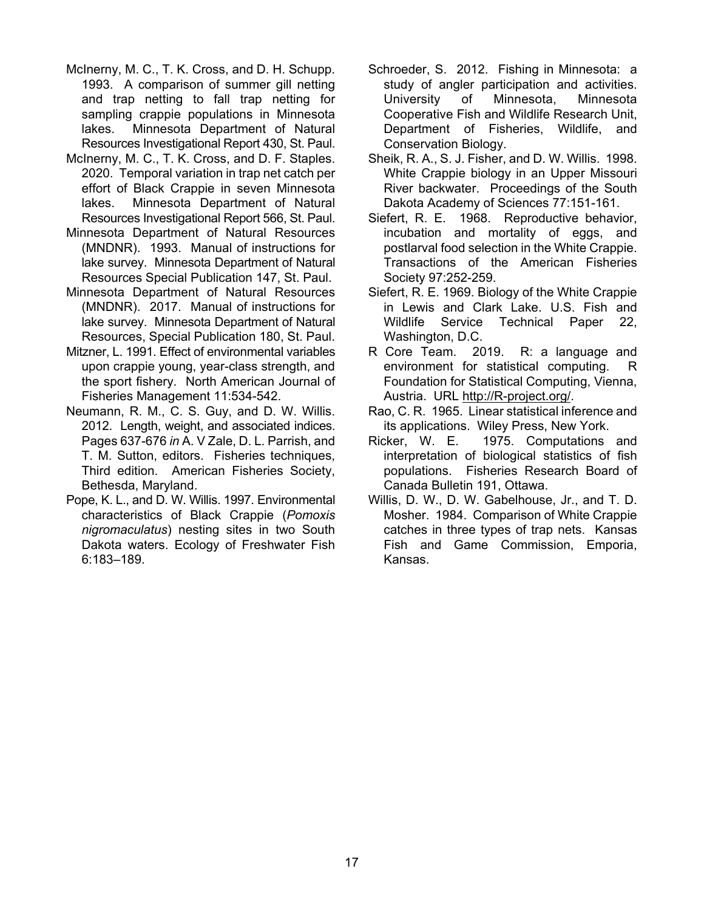McInerny, M. C., T. K. Cross, and D. H. Schupp. 1993. A comparison of summer gill netting and trap netting to fall trap netting for sampling crappie populations in Minnesota lakes. Minnesota Department of Natural Resources Investigational Report 430, St. Paul.

McInerny, M. C., T. K. Cross, and D. F. Staples. 2020. Temporal variation in trap net catch per effort of Black Crappie in seven Minnesota lakes. Minnesota Department of Natural Resources Investigational Report 566, St. Paul.

Minnesota Department of Natural Resources (MNDNR). 1993. Manual of instructions for lake survey. Minnesota Department of Natural Resources Special Publication 147, St. Paul.

Minnesota Department of Natural Resources (MNDNR). 2017. Manual of instructions for lake survey. Minnesota Department of Natural Resources, Special Publication 180, St. Paul.

Mitzner, L. 1991. Effect of environmental variables upon crappie young, year-class strength, and the sport fishery. North American Journal of Fisheries Management 11:534-542.

Neumann, R. M., C. S. Guy, and D. W. Willis. 2012. Length, weight, and associated indices. Pages 637-676 *in* A. V Zale, D. L. Parrish, and T. M. Sutton, editors. Fisheries techniques, Third edition. American Fisheries Society, Bethesda, Maryland.

Pope, K. L., and D. W. Willis. 1997. Environmental characteristics of Black Crappie (*Pomoxis nigromaculatus*) nesting sites in two South Dakota waters. Ecology of Freshwater Fish 6:183–189.

Schroeder, S. 2012. Fishing in Minnesota: a study of angler participation and activities. University of Minnesota, Minnesota Cooperative Fish and Wildlife Research Unit, Department of Fisheries, Wildlife, and Conservation Biology.

Sheik, R. A., S. J. Fisher, and D. W. Willis. 1998. White Crappie biology in an Upper Missouri River backwater. Proceedings of the South Dakota Academy of Sciences 77:151-161.

Siefert, R. E. 1968. Reproductive behavior, incubation and mortality of eggs, and postlarval food selection in the White Crappie. Transactions of the American Fisheries Society 97:252-259.

Siefert, R. E. 1969. Biology of the White Crappie in Lewis and Clark Lake. U.S. Fish and Wildlife Service Technical Paper 22, Washington, D.C.

R Core Team. 2019. R: a language and environment for statistical computing. R Foundation for Statistical Computing, Vienna, Austria. URL http://R-project.org/.

Rao, C. R. 1965. Linear statistical inference and its applications. Wiley Press, New York.

Ricker, W. E. 1975. Computations and interpretation of biological statistics of fish populations. Fisheries Research Board of Canada Bulletin 191, Ottawa.

Willis, D. W., D. W. Gabelhouse, Jr., and T. D. Mosher. 1984. Comparison of White Crappie catches in three types of trap nets. Kansas Fish and Game Commission, Emporia, Kansas.